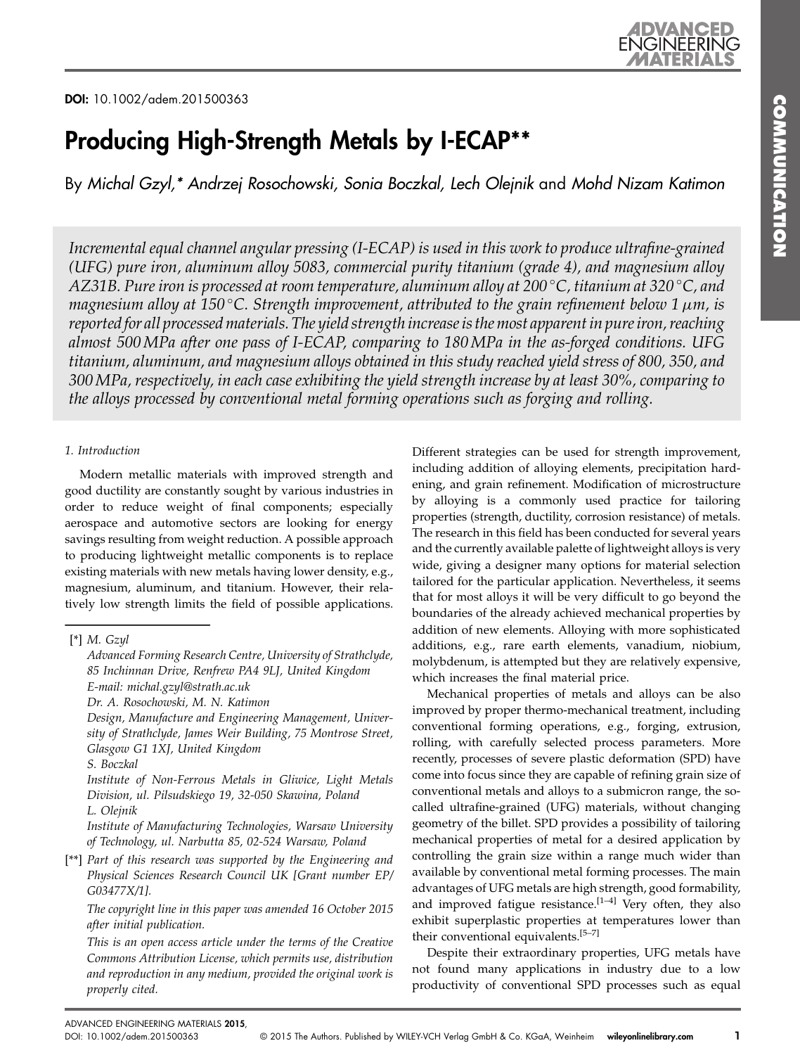DOI: 10.1002/adem.201500363

# Producing High-Strength Metals by I-ECAP**

By *Michal Gzyl,* Andrzej Rosochowski, Sonia Boczkal, Lech Olejnik* and *Mohd Nizam Katimon*

*Incremental equal channel angular pressing (I-ECAP) is used in this work to produce ultrafine-grained (UFG) pure iron, aluminum alloy 5083, commercial purity titanium (grade 4), and magnesium alloy AZ31B. Pure iron is processed at room temperature, aluminum alloy at 200 °C, titanium at 320 °C, and magnesium alloy at 150 °C. Strength improvement, attributed to the grain refinement below 1 μm, is reported for all processed materials. The yield strength increase is the most apparent in pure iron, reaching almost 500 MPa after one pass of I-ECAP, comparing to 180 MPa in the as-forged conditions. UFG titanium, aluminum, and magnesium alloys obtained in this study reached yield stress of 800, 350, and 300 MPa, respectively, in each case exhibiting the yield strength increase by at least 30%, comparing to the alloys processed by conventional metal forming operations such as forging and rolling.*

## 1. Introduction

Modern metallic materials with improved strength and good ductility are constantly sought by various industries in order to reduce weight of final components; especially aerospace and automotive sectors are looking for energy savings resulting from weight reduction. A possible approach to producing lightweight metallic components is to replace existing materials with new metals having lower density, e.g., magnesium, aluminum, and titanium. However, their relatively low strength limits the field of possible applications. Different strategies can be used for strength improvement, including addition of alloying elements, precipitation hardening, and grain refinement. Modification of microstructure by alloying is a commonly used practice for tailoring properties (strength, ductility, corrosion resistance) of metals. The research in this field has been conducted for several years and the currently available palette of lightweight alloys is very wide, giving a designer many options for material selection tailored for the particular application. Nevertheless, it seems that for most alloys it will be very difficult to go beyond the boundaries of the already achieved mechanical properties by addition of new elements. Alloying with more sophisticated additions, e.g., rare earth elements, vanadium, niobium, molybdenum, is attempted but they are relatively expensive, which increases the final material price.

Mechanical properties of metals and alloys can be also improved by proper thermo-mechanical treatment, including conventional forming operations, e.g., forging, extrusion, rolling, with carefully selected process parameters. More recently, processes of severe plastic deformation (SPD) have come into focus since they are capable of refining grain size of conventional metals and alloys to a submicron range, the so-called ultrafine-grained (UFG) materials, without changing geometry of the billet. SPD provides a possibility of tailoring mechanical properties of metal for a desired application by controlling the grain size within a range much wider than available by conventional metal forming processes. The main advantages of UFG metals are high strength, good formability, and improved fatigue resistance.[1–4] Very often, they also exhibit superplastic properties at temperatures lower than their conventional equivalents.[5–7]

Despite their extraordinary properties, UFG metals have not found many applications in industry due to a low productivity of conventional SPD processes such as equal

---

[*] M. Gzyl
Advanced Forming Research Centre, University of Strathclyde, 85 Inchinnan Drive, Renfrew PA4 9LJ, United Kingdom
E-mail: michal.gzyl@strath.ac.uk
Dr. A. Rosochowski, M. N. Katimon
Design, Manufacture and Engineering Management, University of Strathclyde, James Weir Building, 75 Montrose Street, Glasgow G1 1XJ, United Kingdom
S. Boczkal
Institute of Non-Ferrous Metals in Gliwice, Light Metals Division, ul. Pilsudskiego 19, 32-050 Skawina, Poland
L. Olejnik
Institute of Manufacturing Technologies, Warsaw University of Technology, ul. Narbutta 85, 02-524 Warsaw, Poland

[**] Part of this research was supported by the Engineering and Physical Sciences Research Council UK [Grant number EP/G03477X/1].
The copyright line in this paper was amended 16 October 2015 after initial publication.
This is an open access article under the terms of the Creative Commons Attribution License, which permits use, distribution and reproduction in any medium, provided the original work is properly cited.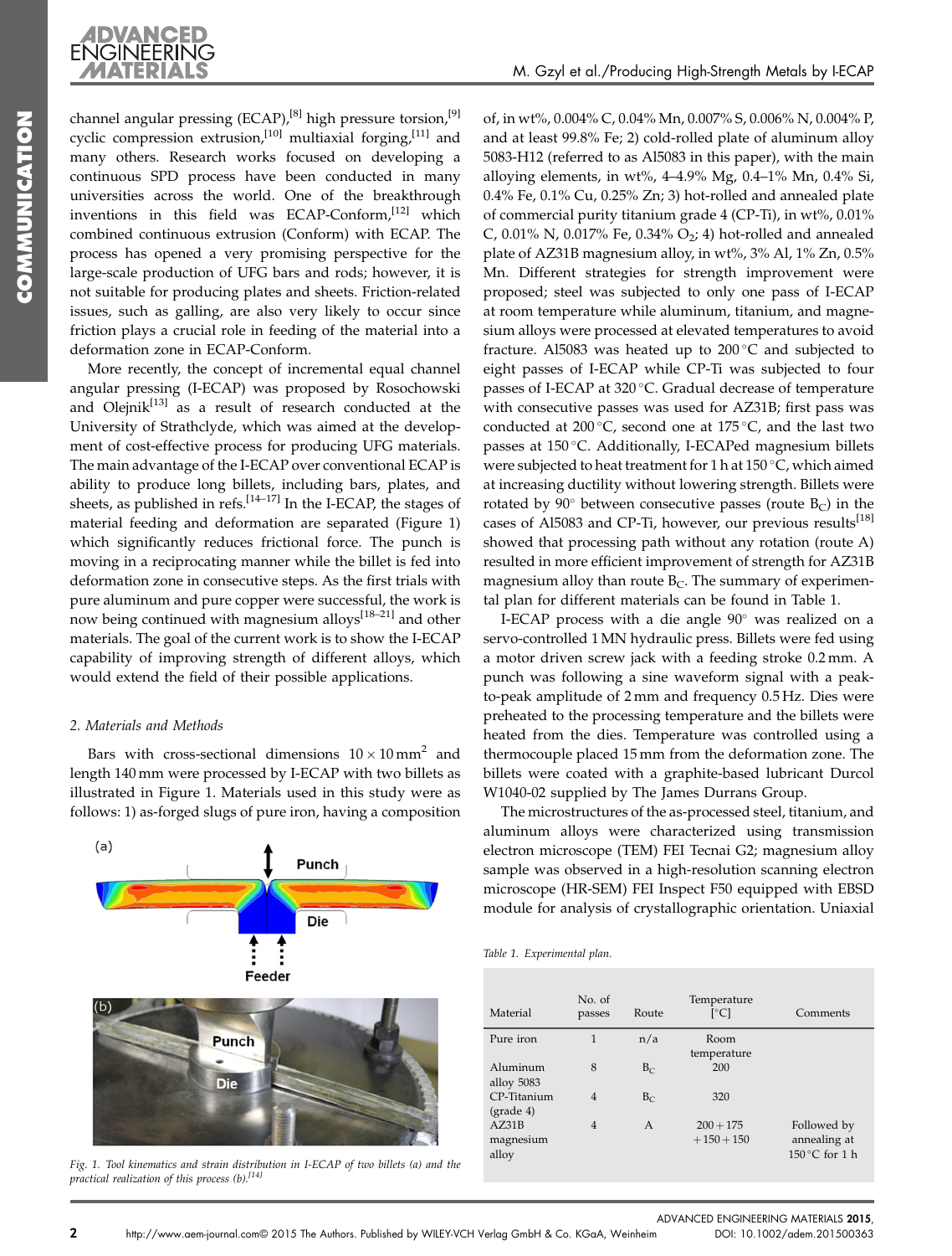channel angular pressing (ECAP),[8] high pressure torsion,[9] cyclic compression extrusion,[10] multiaxial forging,[11] and many others. Research works focused on developing a continuous SPD process have been conducted in many universities across the world. One of the breakthrough inventions in this field was ECAP-Conform,[12] which combined continuous extrusion (Conform) with ECAP. The process has opened a very promising perspective for the large-scale production of UFG bars and rods; however, it is not suitable for producing plates and sheets. Friction-related issues, such as galling, are also very likely to occur since friction plays a crucial role in feeding of the material into a deformation zone in ECAP-Conform.

More recently, the concept of incremental equal channel angular pressing (I-ECAP) was proposed by Rosochowski and Olejnik[13] as a result of research conducted at the University of Strathclyde, which was aimed at the development of cost-effective process for producing UFG materials. The main advantage of the I-ECAP over conventional ECAP is ability to produce long billets, including bars, plates, and sheets, as published in refs.[14–17] In the I-ECAP, the stages of material feeding and deformation are separated (Figure 1) which significantly reduces frictional force. The punch is moving in a reciprocating manner while the billet is fed into deformation zone in consecutive steps. As the first trials with pure aluminum and pure copper were successful, the work is now being continued with magnesium alloys[18–21] and other materials. The goal of the current work is to show the I-ECAP capability of improving strength of different alloys, which would extend the field of their possible applications.

## 2. Materials and Methods

Bars with cross-sectional dimensions $10 \times 10\,mm^2$ and length 140 mm were processed by I-ECAP with two billets as illustrated in Figure 1. Materials used in this study were as follows: 1) as-forged slugs of pure iron, having a composition of, in wt%, 0.004% C, 0.04% Mn, 0.007% S, 0.006% N, 0.004% P, and at least 99.8% Fe; 2) cold-rolled plate of aluminum alloy 5083-H12 (referred to as Al5083 in this paper), with the main alloying elements, in wt%, 4–4.9% Mg, 0.4–1% Mn, 0.4% Si, 0.4% Fe, 0.1% Cu, 0.25% Zn; 3) hot-rolled and annealed plate of commercial purity titanium grade 4 (CP-Ti), in wt%, 0.01% C, 0.01% N, 0.017% Fe, 0.34% $O_2$; 4) hot-rolled and annealed plate of AZ31B magnesium alloy, in wt%, 3% Al, 1% Zn, 0.5% Mn. Different strategies for strength improvement were proposed; steel was subjected to only one pass of I-ECAP at room temperature while aluminum, titanium, and magnesium alloys were processed at elevated temperatures to avoid fracture. Al5083 was heated up to 200 °C and subjected to eight passes of I-ECAP while CP-Ti was subjected to four passes of I-ECAP at 320 °C. Gradual decrease of temperature with consecutive passes was used for AZ31B; first pass was conducted at 200 °C, second one at 175 °C, and the last two passes at 150 °C. Additionally, I-ECAPed magnesium billets were subjected to heat treatment for 1 h at 150 °C, which aimed at increasing ductility without lowering strength. Billets were rotated by 90° between consecutive passes (route $B_C$) in the cases of Al5083 and CP-Ti, however, our previous results[18] showed that processing path without any rotation (route A) resulted in more efficient improvement of strength for AZ31B magnesium alloy than route $B_C$. The summary of experimental plan for different materials can be found in Table 1.

I-ECAP process with a die angle 90° was realized on a servo-controlled 1 MN hydraulic press. Billets were fed using a motor driven screw jack with a feeding stroke 0.2 mm. A punch was following a sine waveform signal with a peak-to-peak amplitude of 2 mm and frequency 0.5 Hz. Dies were preheated to the processing temperature and the billets were heated from the dies. Temperature was controlled using a thermocouple placed 15 mm from the deformation zone. The billets were coated with a graphite-based lubricant Durcol W1040-02 supplied by The James Durrans Group.

The microstructures of the as-processed steel, titanium, and aluminum alloys were characterized using transmission electron microscope (TEM) FEI Tecnai G2; magnesium alloy sample was observed in a high-resolution scanning electron microscope (HR-SEM) FEI Inspect F50 equipped with EBSD module for analysis of crystallographic orientation. Uniaxial

Fig. 1. Tool kinematics and strain distribution in I-ECAP of two billets (a) and the practical realization of this process (b).[14]

Table 1. Experimental plan.

| Material | No. of passes | Route | Temperature [°C] | Comments |
|---|---|---|---|---|
| Pure iron | 1 | n/a | Room temperature | |
| Aluminum alloy 5083 | 8 | $B_C$ | 200 | |
| CP-Titanium (grade 4) | 4 | $B_C$ | 320 | |
| AZ31B magnesium alloy | 4 | A | 200 + 175 + 150 + 150 | Followed by annealing at 150 °C for 1 h |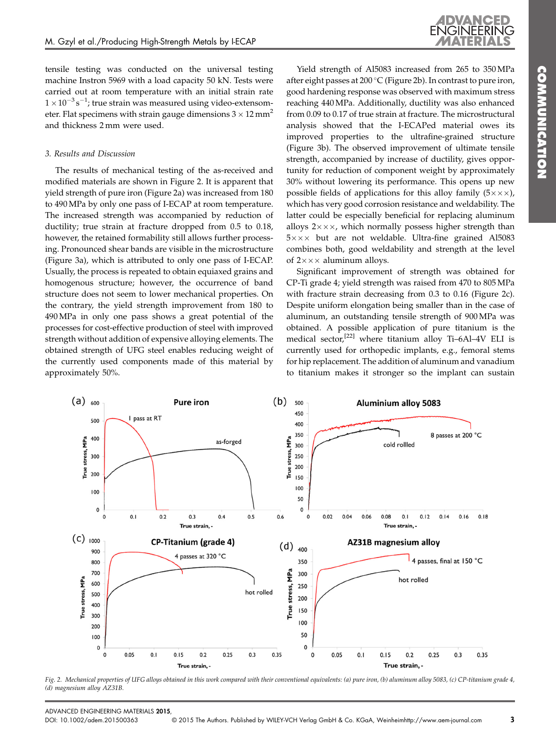tensile testing was conducted on the universal testing machine Instron 5969 with a load capacity 50 kN. Tests were carried out at room temperature with an initial strain rate $1 \times 10^{-3}\,s^{-1}$; true strain was measured using video-extensometer. Flat specimens with strain gauge dimensions $3 \times 12\,mm^2$ and thickness 2 mm were used.

### 3. Results and Discussion

The results of mechanical testing of the as-received and modified materials are shown in Figure 2. It is apparent that yield strength of pure iron (Figure 2a) was increased from 180 to 490 MPa by only one pass of I-ECAP at room temperature. The increased strength was accompanied by reduction of ductility; true strain at fracture dropped from 0.5 to 0.18, however, the retained formability still allows further processing. Pronounced shear bands are visible in the microstructure (Figure 3a), which is attributed to only one pass of I-ECAP. Usually, the process is repeated to obtain equiaxed grains and homogenous structure; however, the occurrence of band structure does not seem to lower mechanical properties. On the contrary, the yield strength improvement from 180 to 490 MPa in only one pass shows a great potential of the processes for cost-effective production of steel with improved strength without addition of expensive alloying elements. The obtained strength of UFG steel enables reducing weight of the currently used components made of this material by approximately 50%.

Yield strength of Al5083 increased from 265 to 350 MPa after eight passes at 200 °C (Figure 2b). In contrast to pure iron, good hardening response was observed with maximum stress reaching 440 MPa. Additionally, ductility was also enhanced from 0.09 to 0.17 of true strain at fracture. The microstructural analysis showed that the I-ECAPed material owes its improved properties to the ultrafine-grained structure (Figure 3b). The observed improvement of ultimate tensile strength, accompanied by increase of ductility, gives opportunity for reduction of component weight by approximately 30% without lowering its performance. This opens up new possible fields of applications for this alloy family (5×××), which has very good corrosion resistance and weldability. The latter could be especially beneficial for replacing aluminum alloys 2×××, which normally possess higher strength than 5××× but are not weldable. Ultra-fine grained Al5083 combines both, good weldability and strength at the level of 2××× aluminum alloys.

Significant improvement of strength was obtained for CP-Ti grade 4; yield strength was raised from 470 to 805 MPa with fracture strain decreasing from 0.3 to 0.16 (Figure 2c). Despite uniform elongation being smaller than in the case of aluminum, an outstanding tensile strength of 900 MPa was obtained. A possible application of pure titanium is the medical sector,[22] where titanium alloy Ti–6Al–4V ELI is currently used for orthopedic implants, e.g., femoral stems for hip replacement. The addition of aluminum and vanadium to titanium makes it stronger so the implant can sustain

Fig. 2. Mechanical properties of UFG alloys obtained in this work compared with their conventional equivalents: (a) pure iron, (b) aluminum alloy 5083, (c) CP-titanium grade 4, (d) magnesium alloy AZ31B.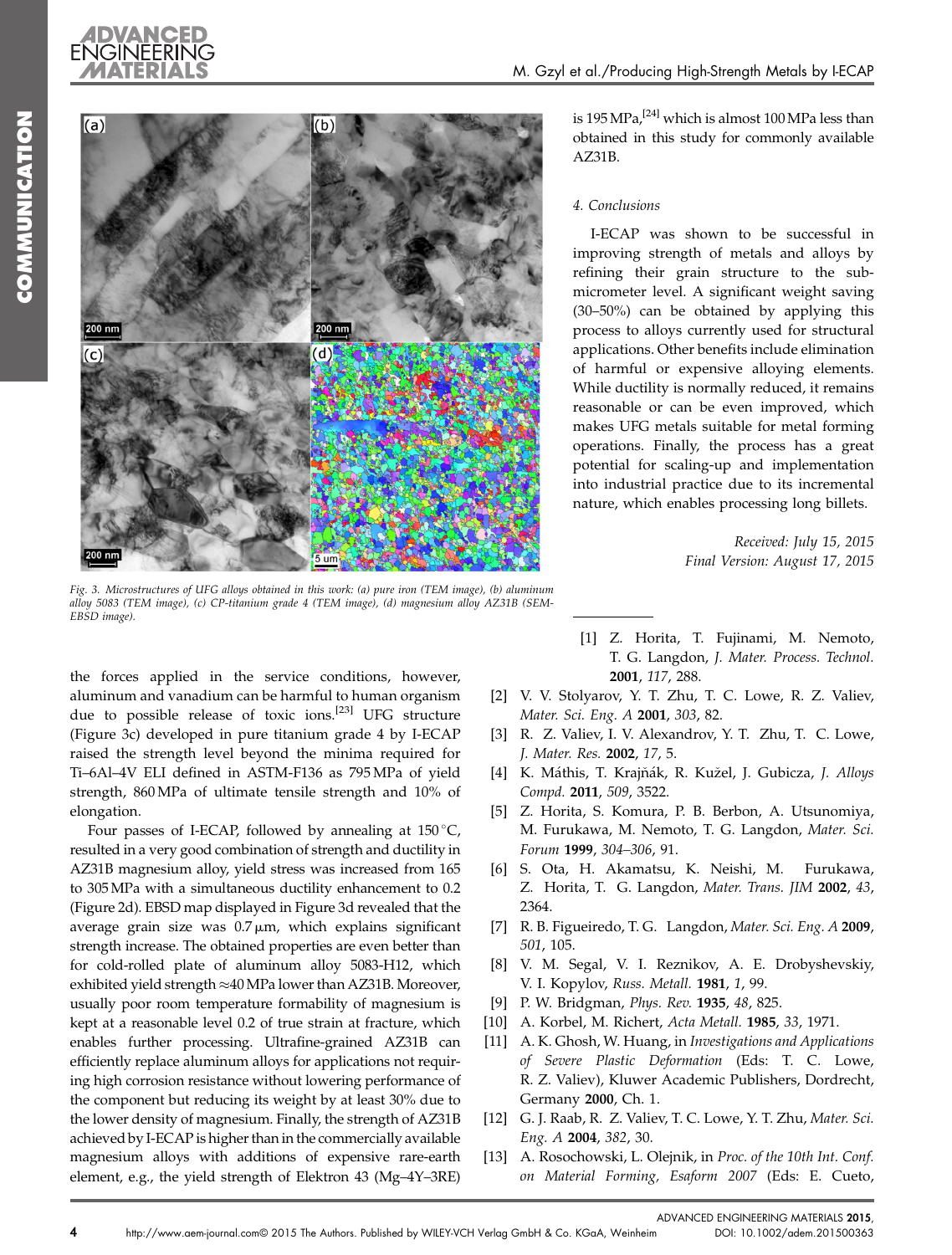Fig. 3. Microstructures of UFG alloys obtained in this work: (a) pure iron (TEM image), (b) aluminum alloy 5083 (TEM image), (c) CP-titanium grade 4 (TEM image), (d) magnesium alloy AZ31B (SEM-EBSD image).

the forces applied in the service conditions, however, aluminum and vanadium can be harmful to human organism due to possible release of toxic ions.[23] UFG structure (Figure 3c) developed in pure titanium grade 4 by I-ECAP raised the strength level beyond the minima required for Ti–6Al–4V ELI defined in ASTM-F136 as 795 MPa of yield strength, 860 MPa of ultimate tensile strength and 10% of elongation.

Four passes of I-ECAP, followed by annealing at 150 °C, resulted in a very good combination of strength and ductility in AZ31B magnesium alloy, yield stress was increased from 165 to 305 MPa with a simultaneous ductility enhancement to 0.2 (Figure 2d). EBSD map displayed in Figure 3d revealed that the average grain size was 0.7 μm, which explains significant strength increase. The obtained properties are even better than for cold-rolled plate of aluminum alloy 5083-H12, which exhibited yield strength ≈40 MPa lower than AZ31B. Moreover, usually poor room temperature formability of magnesium is kept at a reasonable level 0.2 of true strain at fracture, which enables further processing. Ultrafine-grained AZ31B can efficiently replace aluminum alloys for applications not requiring high corrosion resistance without lowering performance of the component but reducing its weight by at least 30% due to the lower density of magnesium. Finally, the strength of AZ31B achieved by I-ECAP is higher than in the commercially available magnesium alloys with additions of expensive rare-earth element, e.g., the yield strength of Elektron 43 (Mg–4Y–3RE) is 195 MPa,[24] which is almost 100 MPa less than obtained in this study for commonly available AZ31B.

### 4. Conclusions

I-ECAP was shown to be successful in improving strength of metals and alloys by refining their grain structure to the sub-micrometer level. A significant weight saving (30–50%) can be obtained by applying this process to alloys currently used for structural applications. Other benefits include elimination of harmful or expensive alloying elements. While ductility is normally reduced, it remains reasonable or can be even improved, which makes UFG metals suitable for metal forming operations. Finally, the process has a great potential for scaling-up and implementation into industrial practice due to its incremental nature, which enables processing long billets.

*Received: July 15, 2015*
*Final Version: August 17, 2015*

---

[1] Z. Horita, T. Fujinami, M. Nemoto, T. G. Langdon, *J. Mater. Process. Technol.* **2001**, *117*, 288.
[2] V. V. Stolyarov, Y. T. Zhu, T. C. Lowe, R. Z. Valiev, *Mater. Sci. Eng. A* **2001**, *303*, 82.
[3] R. Z. Valiev, I. V. Alexandrov, Y. T. Zhu, T. C. Lowe, *J. Mater. Res.* **2002**, *17*, 5.
[4] K. Máthis, T. Krajňák, R. Kužel, J. Gubicza, *J. Alloys Compd.* **2011**, *509*, 3522.
[5] Z. Horita, S. Komura, P. B. Berbon, A. Utsunomiya, M. Furukawa, M. Nemoto, T. G. Langdon, *Mater. Sci. Forum* **1999**, *304–306*, 91.
[6] S. Ota, H. Akamatsu, K. Neishi, M. Furukawa, Z. Horita, T. G. Langdon, *Mater. Trans. JIM* **2002**, *43*, 2364.
[7] R. B. Figueiredo, T. G. Langdon, *Mater. Sci. Eng. A* **2009**, *501*, 105.
[8] V. M. Segal, V. I. Reznikov, A. E. Drobyshevskiy, V. I. Kopylov, *Russ. Metall.* **1981**, *1*, 99.
[9] P. W. Bridgman, *Phys. Rev.* **1935**, *48*, 825.
[10] A. Korbel, M. Richert, *Acta Metall.* **1985**, *33*, 1971.
[11] A. K. Ghosh, W. Huang, in *Investigations and Applications of Severe Plastic Deformation* (Eds: T. C. Lowe, R. Z. Valiev), Kluwer Academic Publishers, Dordrecht, Germany **2000**, Ch. 1.
[12] G. J. Raab, R. Z. Valiev, T. C. Lowe, Y. T. Zhu, *Mater. Sci. Eng. A* **2004**, *382*, 30.
[13] A. Rosochowski, L. Olejnik, in *Proc. of the 10th Int. Conf. on Material Forming, Esaform 2007* (Eds: E. Cueto,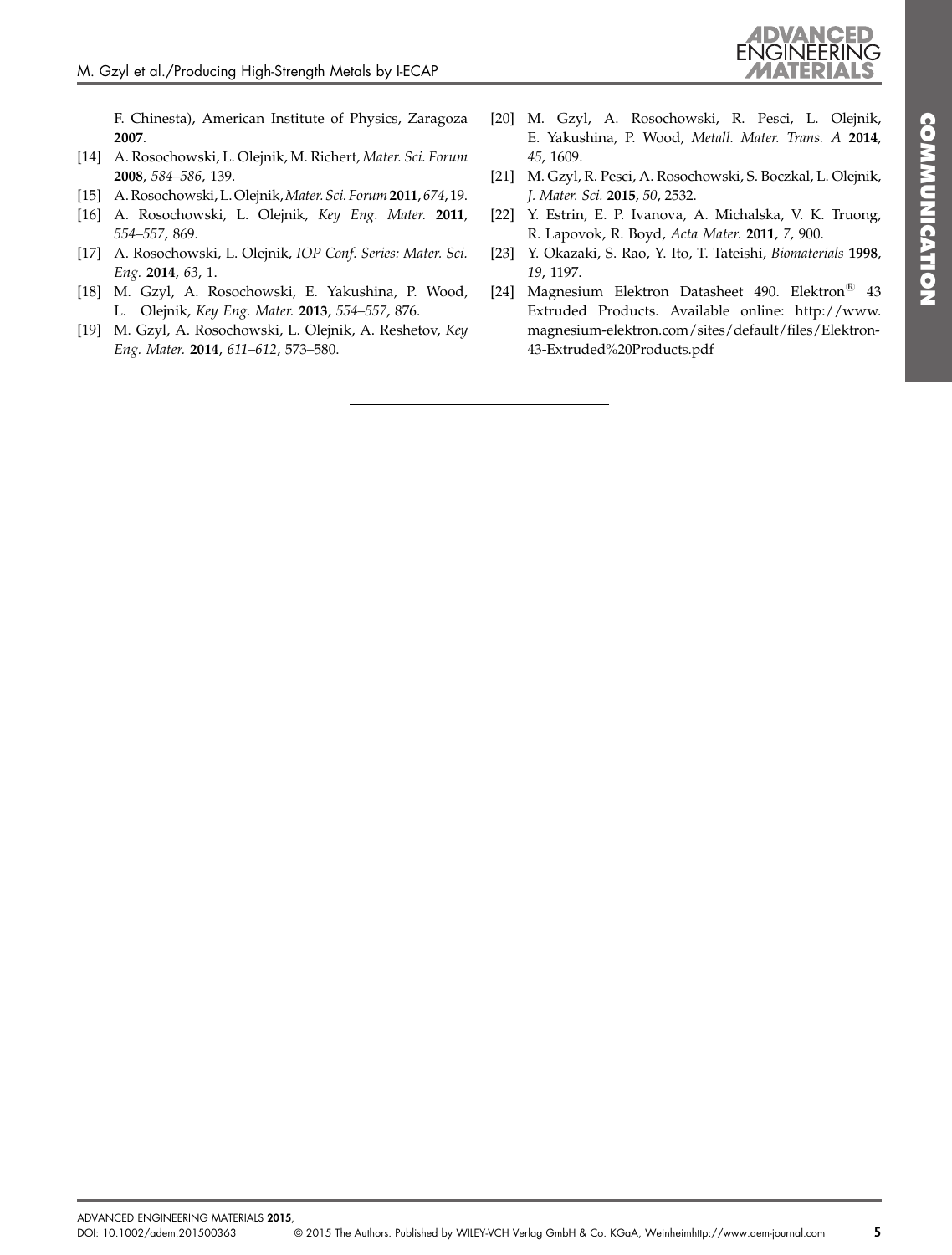F. Chinesta), American Institute of Physics, Zaragoza **2007**.

[14] A. Rosochowski, L. Olejnik, M. Richert, *Mater. Sci. Forum* **2008**, *584–586*, 139.

[15] A. Rosochowski, L. Olejnik, *Mater. Sci. Forum* **2011**, *674*, 19.

[16] A. Rosochowski, L. Olejnik, *Key Eng. Mater.* **2011**, *554–557*, 869.

[17] A. Rosochowski, L. Olejnik, *IOP Conf. Series: Mater. Sci. Eng.* **2014**, *63*, 1.

[18] M. Gzyl, A. Rosochowski, E. Yakushina, P. Wood, L. Olejnik, *Key Eng. Mater.* **2013**, *554–557*, 876.

[19] M. Gzyl, A. Rosochowski, L. Olejnik, A. Reshetov, *Key Eng. Mater.* **2014**, *611–612*, 573–580.

[20] M. Gzyl, A. Rosochowski, R. Pesci, L. Olejnik, E. Yakushina, P. Wood, *Metall. Mater. Trans. A* **2014**, *45*, 1609.

[21] M. Gzyl, R. Pesci, A. Rosochowski, S. Boczkal, L. Olejnik, *J. Mater. Sci.* **2015**, *50*, 2532.

[22] Y. Estrin, E. P. Ivanova, A. Michalska, V. K. Truong, R. Lapovok, R. Boyd, *Acta Mater.* **2011**, *7*, 900.

[23] Y. Okazaki, S. Rao, Y. Ito, T. Tateishi, *Biomaterials* **1998**, *19*, 1197.

[24] Magnesium Elektron Datasheet 490. Elektron® 43 Extruded Products. Available online: http://www.magnesium-elektron.com/sites/default/files/Elektron-43-Extruded%20Products.pdf